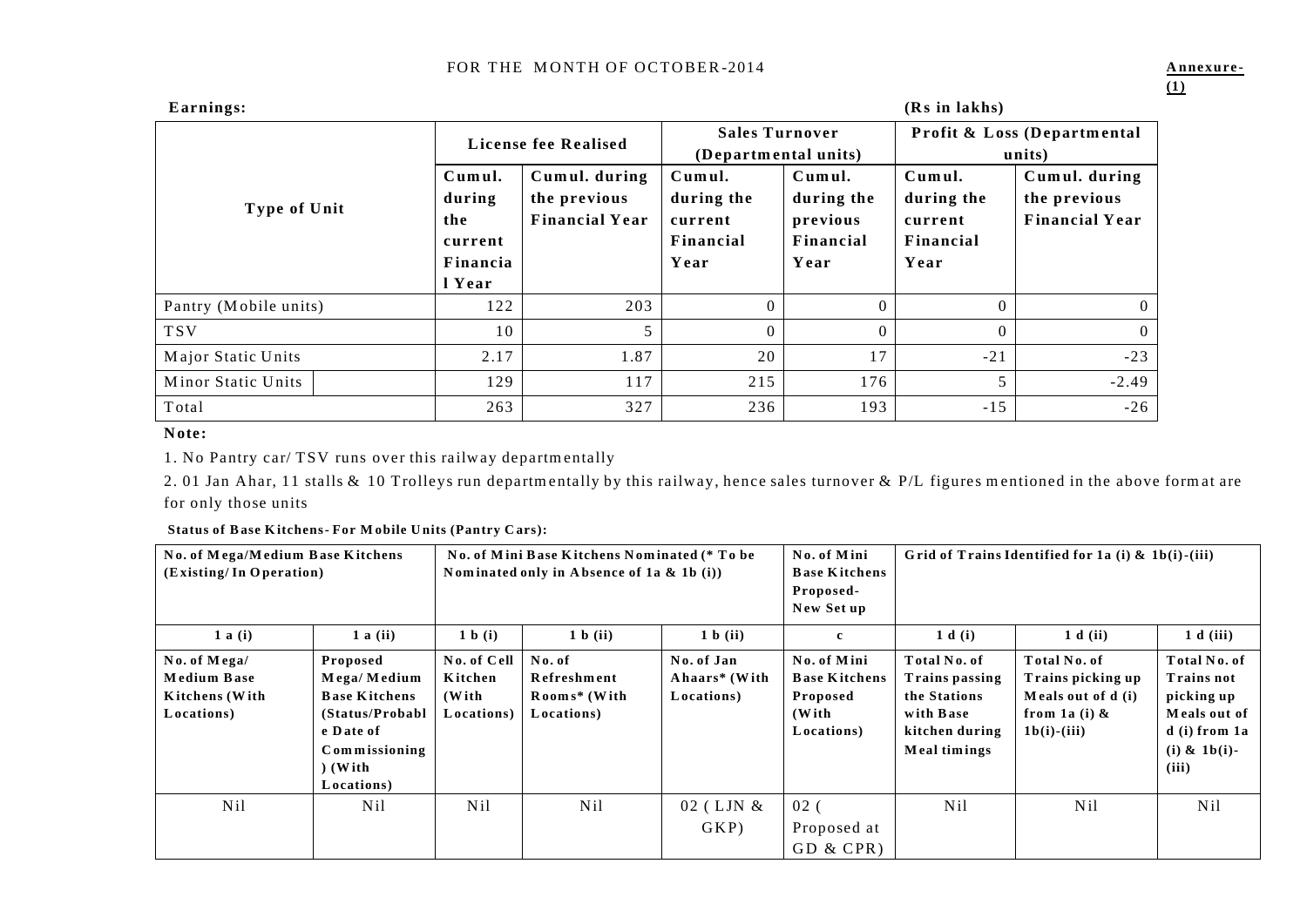FOR THE MONTH OF OCTOBER-2014

**Annexure-(1)**

**Earnings:** **(Rs in lakhs)**

| Type of Unit | License fee Realised | | Sales Turnover (Departmental units) | | Profit & Loss (Departmental units) | |
|---|---|---|---|---|---|---|
| | Cumul. during the current Financial Year | Cumul. during the previous Financial Year | Cumul. during the current Financial Year | Cumul. during the previous Financial Year | Cumul. during the current Financial Year | Cumul. during the previous Financial Year |
| Pantry (Mobile units) | 122 | 203 | 0 | 0 | 0 | 0 |
| TSV | 10 | 5 | 0 | 0 | 0 | 0 |
| Major Static Units | 2.17 | 1.87 | 20 | 17 | -21 | -23 |
| Minor Static Units | 129 | 117 | 215 | 176 | 5 | -2.49 |
| Total | 263 | 327 | 236 | 193 | -15 | -26 |

**Note:**

1. No Pantry car/ TSV runs over this railway departmentally
2. 01 Jan Ahar, 11 stalls & 10 Trolleys run departmentally by this railway, hence sales turnover & P/L figures mentioned in the above format are for only those units

**Status of Base Kitchens- For Mobile Units (Pantry Cars):**

| No. of Mega/Medium Base Kitchens (Existing/ In Operation) | | No. of Mini Base Kitchens Nominated (* To be Nominated only in Absence of 1a & 1b (i)) | | | No. of Mini Base Kitchens Proposed- New Set up | Grid of Trains Identified for 1a (i) & 1b(i)-(iii) | | |
|---|---|---|---|---|---|---|---|---|
| 1 a (i) | 1 a (ii) | 1 b (i) | 1 b (ii) | 1 b (ii) | c | 1 d (i) | 1 d (ii) | 1 d (iii) |
| No. of Mega/ Medium Base Kitchens (With Locations) | Proposed Mega/ Medium Base Kitchens (Status/Probable Date of Commissioning) (With Locations) | No. of Cell Kitchen (With Locations) | No. of Refreshment Rooms* (With Locations) | No. of Jan Ahaars* (With Locations) | No. of Mini Base Kitchens Proposed (With Locations) | Total No. of Trains passing the Stations with Base kitchen during Meal timings | Total No. of Trains picking up Meals out of d (i) from 1a (i) & 1b(i)-(iii) | Total No. of Trains not picking up Meals out of d (i) from 1a (i) & 1b(i)-(iii) |
| Nil | Nil | Nil | Nil | 02 ( LJN & GKP) | 02 ( Proposed at GD & CPR) | Nil | Nil | Nil |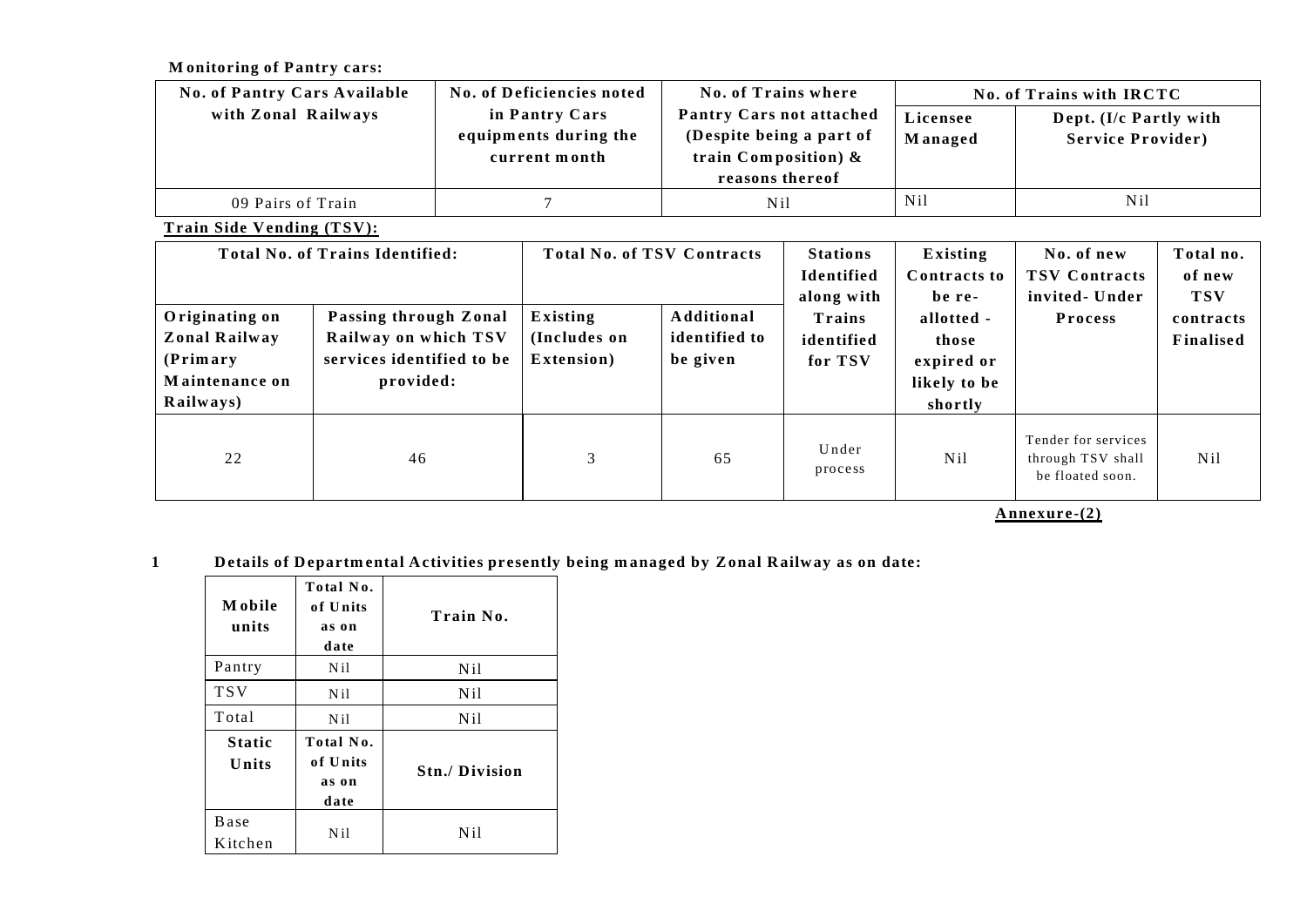**Monitoring of Pantry cars:**

| No. of Pantry Cars Available with Zonal Railways | No. of Deficiencies noted in Pantry Cars equipments during the current month | No. of Trains where Pantry Cars not attached (Despite being a part of train Composition) & reasons thereof | No. of Trains with IRCTC | |
|---|---|---|---|---|
| | | | Licensee Managed | Dept. (I/c Partly with Service Provider) |
| 09 Pairs of Train | 7 | Nil | Nil | Nil |

**Train Side Vending (TSV):**

| Total No. of Trains Identified: | | Total No. of TSV Contracts | | Stations Identified along with Trains identified for TSV | Existing Contracts to be re-allotted - those expired or likely to be shortly | No. of new TSV Contracts invited- Under Process | Total no. of new TSV contracts Finalised |
|---|---|---|---|---|---|---|---|
| Originating on Zonal Railway (Primary Maintenance on Railways) | Passing through Zonal Railway on which TSV services identified to be provided: | Existing (Includes on Extension) | Additional identified to be given | | | | |
| 22 | 46 | 3 | 65 | Under process | Nil | Tender for services through TSV shall be floated soon. | Nil |

**Annexure-(2)**

**1 Details of Departmental Activities presently being managed by Zonal Railway as on date:**

| Mobile units | Total No. of Units as on date | Train No. |
|---|---|---|
| Pantry | Nil | Nil |
| TSV | Nil | Nil |
| Total | Nil | Nil |
| **Static Units** | **Total No. of Units as on date** | **Stn./ Division** |
| Base Kitchen | Nil | Nil |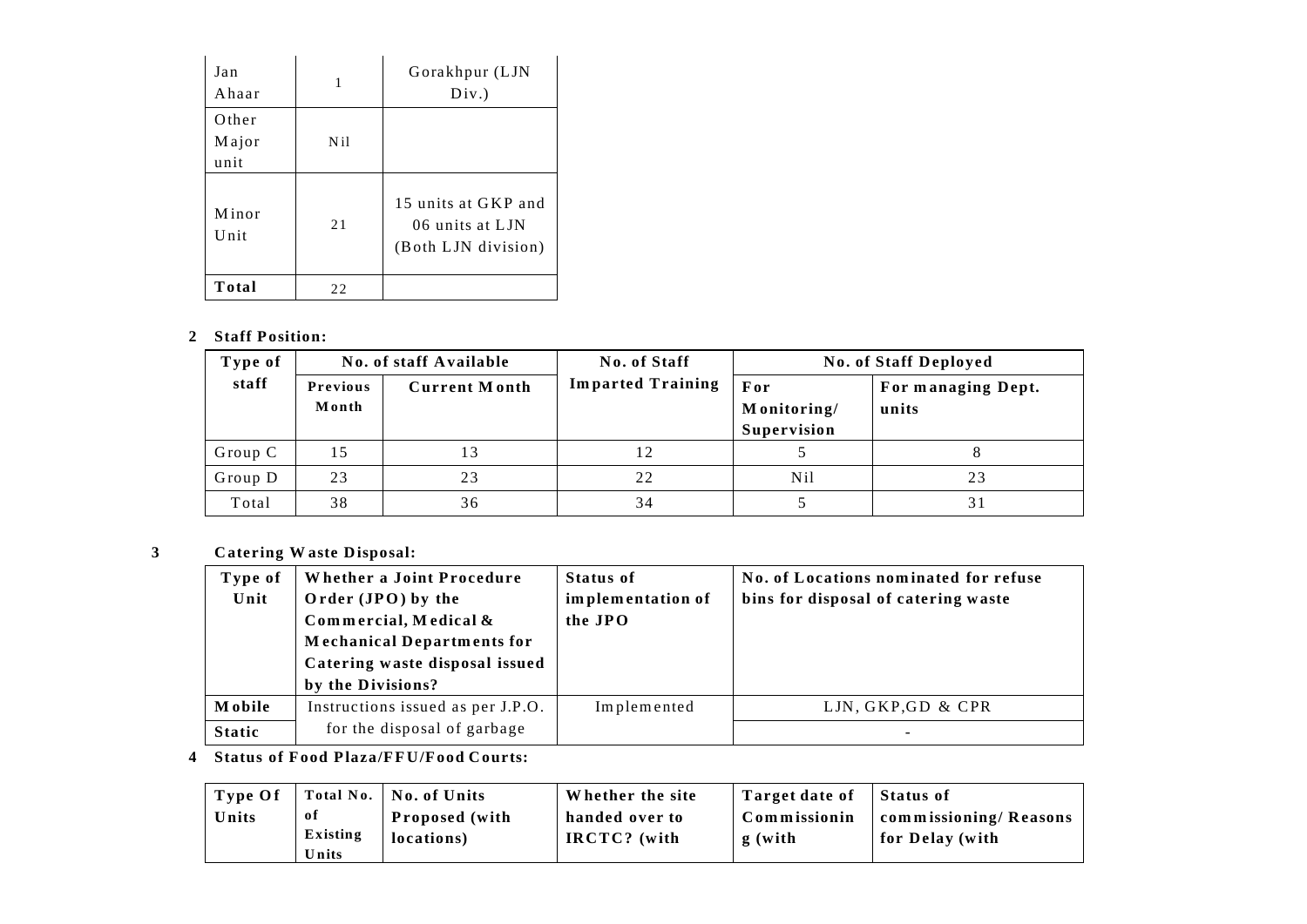| Jan Ahaar | 1 | Gorakhpur (LJN Div.) |
|---|---|---|
| Other Major unit | Nil | |
| Minor Unit | 21 | 15 units at GKP and 06 units at LJN (Both LJN division) |
| **Total** | 22 | |

**2 Staff Position:**

| Type of staff | No. of staff Available | | No. of Staff Imparted Training | No. of Staff Deployed | |
|---|---|---|---|---|---|
| | Previous Month | Current Month | | For Monitoring/ Supervision | For managing Dept. units |
| Group C | 15 | 13 | 12 | 5 | 8 |
| Group D | 23 | 23 | 22 | Nil | 23 |
| Total | 38 | 36 | 34 | 5 | 31 |

**3 Catering Waste Disposal:**

| Type of Unit | Whether a Joint Procedure Order (JPO) by the Commercial, Medical & Mechanical Departments for Catering waste disposal issued by the Divisions? | Status of implementation of the JPO | No. of Locations nominated for refuse bins for disposal of catering waste |
|---|---|---|---|
| **Mobile** | Instructions issued as per J.P.O. for the disposal of garbage | Implemented | LJN, GKP,GD & CPR |
| **Static** | | | - |

**4 Status of Food Plaza/FFU/Food Courts:**

| Type Of Units | Total No. of Existing Units | No. of Units Proposed (with locations) | Whether the site handed over to IRCTC? (with | Target date of Commissionin g (with | Status of commissioning/ Reasons for Delay (with |
|---|---|---|---|---|---|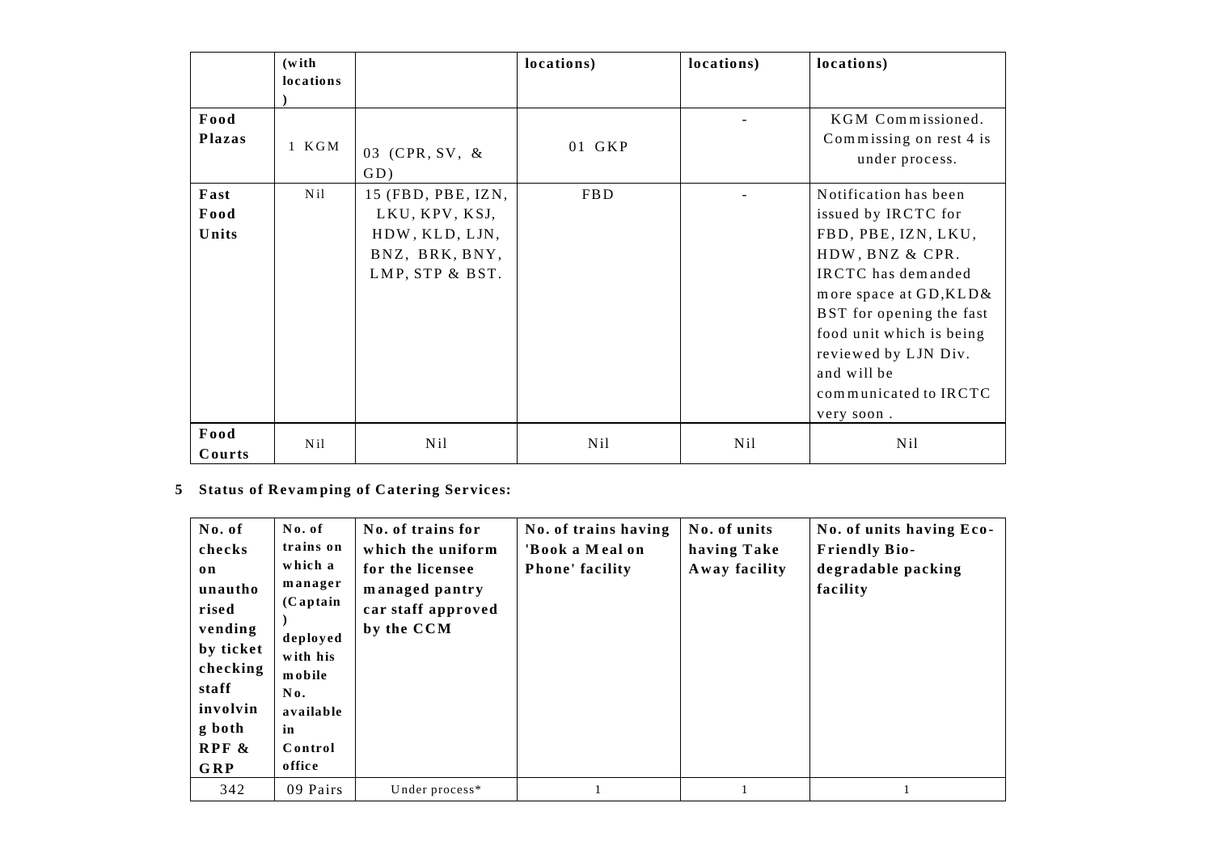| | (with locations) | | locations) | locations) | locations) |
|---|---|---|---|---|---|
| **Food Plazas** | 1 KGM | 03 (CPR, SV, & GD) | 01 GKP | - | KGM Commissioned. Commissing on rest 4 is under process. |
| **Fast Food Units** | Nil | 15 (FBD, PBE, IZN, LKU, KPV, KSJ, HDW, KLD, LJN, BNZ, BRK, BNY, LMP, STP & BST. | FBD | - | Notification has been issued by IRCTC for FBD, PBE, IZN, LKU, HDW, BNZ & CPR. IRCTC has demanded more space at GD,KLD& BST for opening the fast food unit which is being reviewed by LJN Div. and will be communicated to IRCTC very soon . |
| **Food Courts** | Nil | Nil | Nil | Nil | Nil |

**5 Status of Revamping of Catering Services:**

| No. of checks on unauthorised vending by ticket checking staff involving both RPF & GRP | No. of trains on which a manager (Captain) deployed with his mobile No. available in Control office | No. of trains for which the uniform for the licensee managed pantry car staff approved by the CCM | No. of trains having 'Book a Meal on Phone' facility | No. of units having Take Away facility | No. of units having Eco-Friendly Bio-degradable packing facility |
|---|---|---|---|---|---|
| 342 | 09 Pairs | Under process* | 1 | 1 | 1 |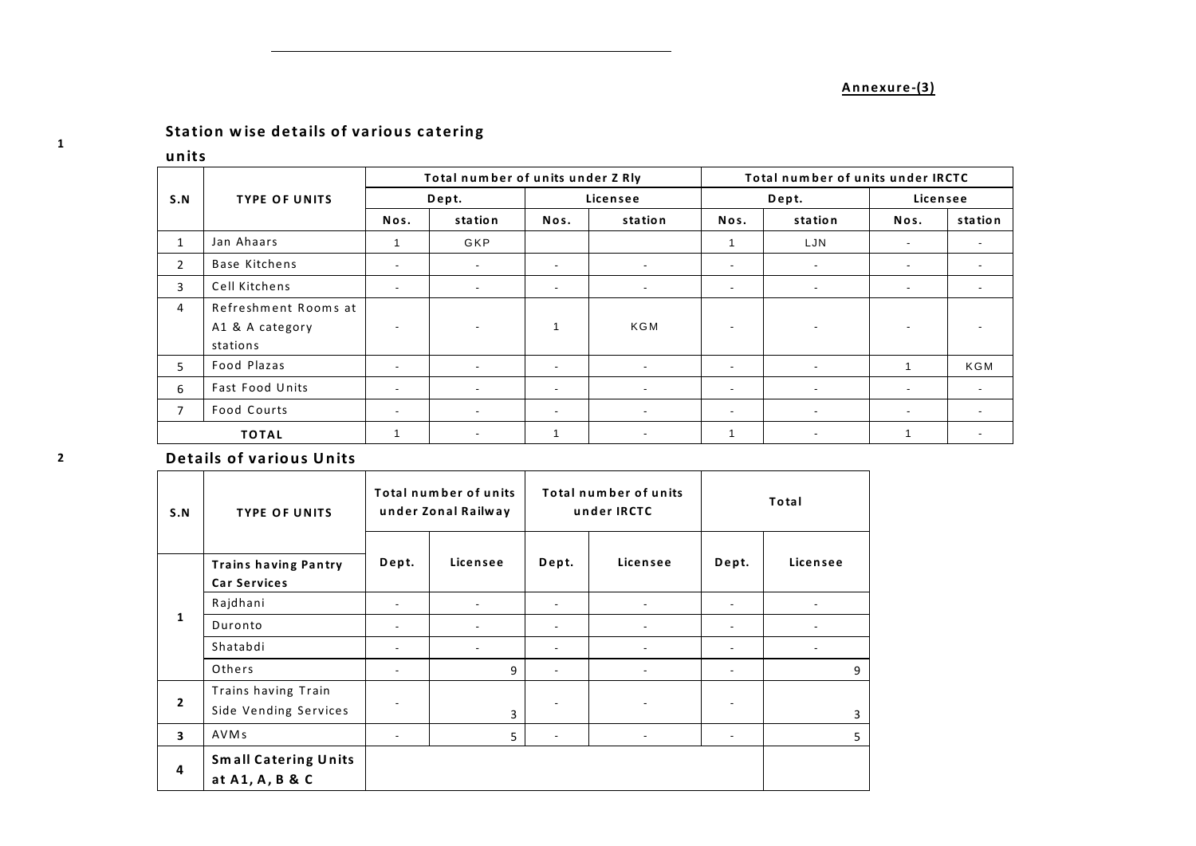**Annexure-(3)**

**1** **Station wise details of various catering units**

| S.N | TYPE OF UNITS | Total number of units under Z Rly | | | | Total number of units under IRCTC | | | |
|---|---|---|---|---|---|---|---|---|---|
| | | Dept. | | Licensee | | Dept. | | Licensee | |
| | | Nos. | station | Nos. | station | Nos. | station | Nos. | station |
| 1 | Jan Ahaars | 1 | GKP | | | 1 | LJN | - | - |
| 2 | Base Kitchens | - | - | - | - | - | - | - | - |
| 3 | Cell Kitchens | - | - | - | - | - | - | - | - |
| 4 | Refreshment Rooms at A1 & A category stations | - | - | 1 | KGM | - | - | - | - |
| 5 | Food Plazas | - | - | - | - | - | - | 1 | KGM |
| 6 | Fast Food Units | - | - | - | - | - | - | - | - |
| 7 | Food Courts | - | - | - | - | - | - | - | - |
| TOTAL | | 1 | - | 1 | - | 1 | - | 1 | - |

**2** **Details of various Units**

| S.N | TYPE OF UNITS | Total number of units under Zonal Railway | | Total number of units under IRCTC | | Total | |
|---|---|---|---|---|---|---|---|
| | **Trains having Pantry Car Services** | Dept. | Licensee | Dept. | Licensee | Dept. | Licensee |
| 1 | Rajdhani | - | - | - | - | - | - |
| | Duronto | - | - | - | - | - | - |
| | Shatabdi | - | - | - | - | - | - |
| | Others | - | 9 | - | - | - | 9 |
| 2 | Trains having Train Side Vending Services | - | 3 | - | - | - | 3 |
| 3 | AVMs | - | 5 | - | - | - | 5 |
| 4 | **Small Catering Units at A1, A, B & C** | | | | | | |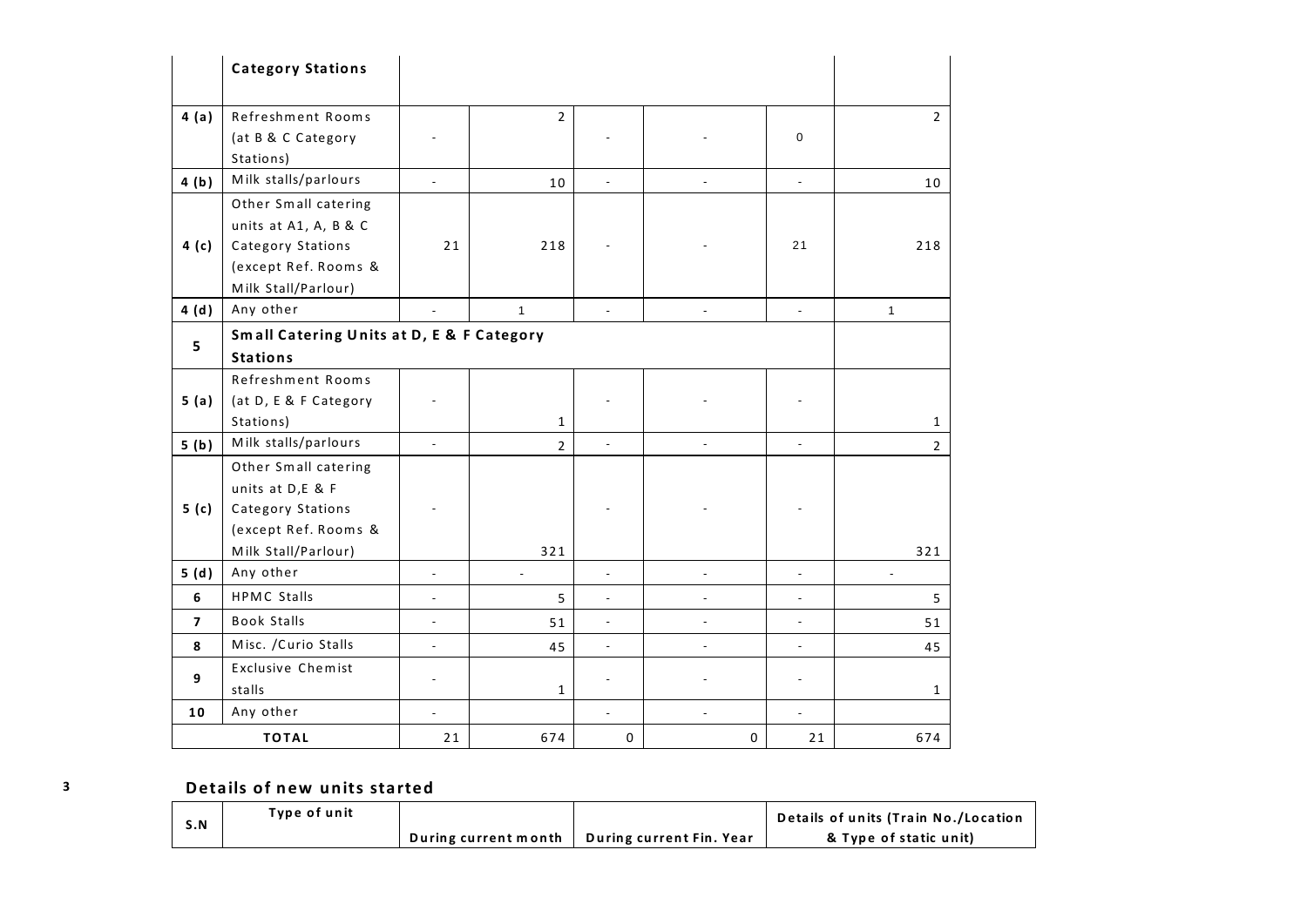| | Category Stations | | | | | | |
|---|---|---|---|---|---|---|---|
| 4 (a) | Refreshment Rooms (at B & C Category Stations) | - | 2 | - | - | 0 | 2 |
| 4 (b) | Milk stalls/parlours | - | 10 | - | - | - | 10 |
| 4 (c) | Other Small catering units at A1, A, B & C Category Stations (except Ref. Rooms & Milk Stall/Parlour) | 21 | 218 | - | - | 21 | 218 |
| 4 (d) | Any other | - | 1 | - | - | - | 1 |
| 5 | **Small Catering Units at D, E & F Category Stations** | | | | | | |
| 5 (a) | Refreshment Rooms (at D, E & F Category Stations) | - | 1 | - | - | - | 1 |
| 5 (b) | Milk stalls/parlours | - | 2 | - | - | - | 2 |
| 5 (c) | Other Small catering units at D,E & F Category Stations (except Ref. Rooms & Milk Stall/Parlour) | - | 321 | - | - | - | 321 |
| 5 (d) | Any other | - | - | - | - | - | - |
| 6 | HPMC Stalls | - | 5 | - | - | - | 5 |
| 7 | Book Stalls | - | 51 | - | - | - | 51 |
| 8 | Misc. /Curio Stalls | - | 45 | - | - | - | 45 |
| 9 | Exclusive Chemist stalls | - | 1 | - | - | - | 1 |
| 10 | Any other | - | | - | - | - | |
| **TOTAL** | | 21 | 674 | 0 | 0 | 21 | 674 |

3 **Details of new units started**

| S.N | Type of unit | During current month | During current Fin. Year | Details of units (Train No./Location & Type of static unit) |
|---|---|---|---|---|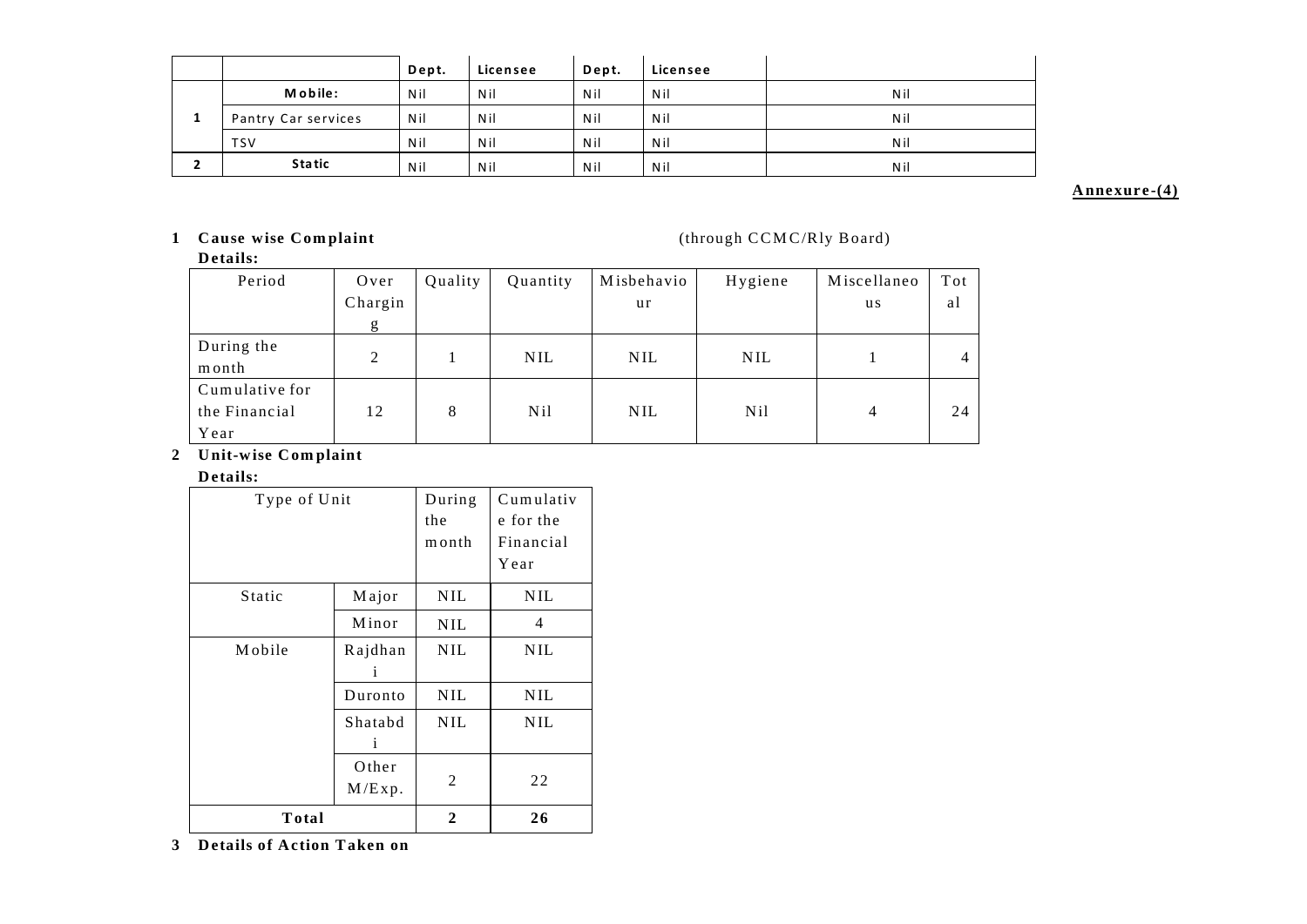| | | Dept. | Licensee | Dept. | Licensee | |
|---|---|---|---|---|---|---|
| 1 | **Mobile:** | Nil | Nil | Nil | Nil | Nil |
| | Pantry Car services | Nil | Nil | Nil | Nil | Nil |
| | TSV | Nil | Nil | Nil | Nil | Nil |
| 2 | **Static** | Nil | Nil | Nil | Nil | Nil |

**Annexure-(4)**

**1 Cause wise Complaint Details:** (through CCMC/Rly Board)

| Period | Over Charging | Quality | Quantity | Misbehaviour | Hygiene | Miscellaneous | Total |
|---|---|---|---|---|---|---|---|
| During the month | 2 | 1 | NIL | NIL | NIL | 1 | 4 |
| Cumulative for the Financial Year | 12 | 8 | Nil | NIL | Nil | 4 | 24 |

**2 Unit-wise Complaint Details:**

| Type of Unit | | During the month | Cumulative for the Financial Year |
|---|---|---|---|
| Static | Major | NIL | NIL |
| | Minor | NIL | 4 |
| Mobile | Rajdhani | NIL | NIL |
| | Duronto | NIL | NIL |
| | Shatabdi | NIL | NIL |
| | Other M/Exp. | 2 | 22 |
| **Total** | | **2** | **26** |

**3 Details of Action Taken on**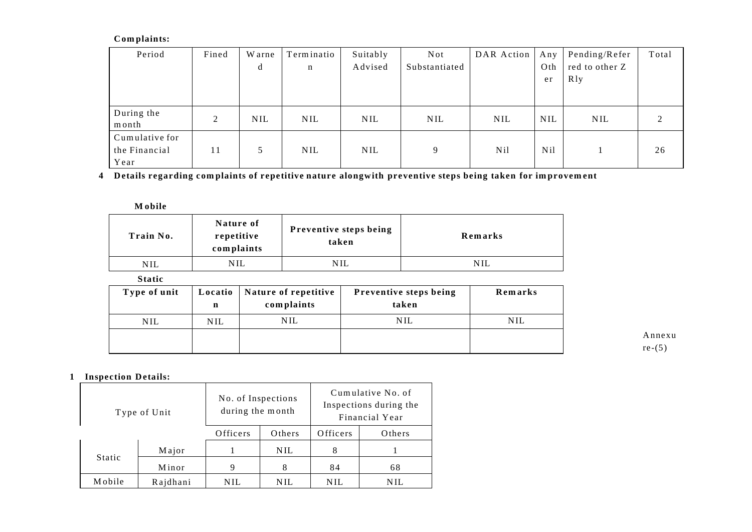**Complaints:**

| Period | Fined | Warned | Termination | Suitably Advised | Not Substantiated | DAR Action | Any Other | Pending/Referred to other Z Rly | Total |
|---|---|---|---|---|---|---|---|---|---|
| During the month | 2 | NIL | NIL | NIL | NIL | NIL | NIL | NIL | 2 |
| Cumulative for the Financial Year | 11 | 5 | NIL | NIL | 9 | Nil | Nil | 1 | 26 |

**4 Details regarding complaints of repetitive nature alongwith preventive steps being taken for improvement**

**Mobile**

| Train No. | Nature of repetitive complaints | Preventive steps being taken | Remarks |
|---|---|---|---|
| NIL | NIL | NIL | NIL |

**Static**

| Type of unit | Location | Nature of repetitive complaints | Preventive steps being taken | Remarks |
|---|---|---|---|---|
| NIL | NIL | NIL | NIL | NIL |
| | | | | |

Annexure-(5)

**1 Inspection Details:**

| Type of Unit | | No. of Inspections during the month | | Cumulative No. of Inspections during the Financial Year | |
|---|---|---|---|---|---|
| | | Officers | Others | Officers | Others |
| Static | Major | 1 | NIL | 8 | 1 |
| | Minor | 9 | 8 | 84 | 68 |
| Mobile | Rajdhani | NIL | NIL | NIL | NIL |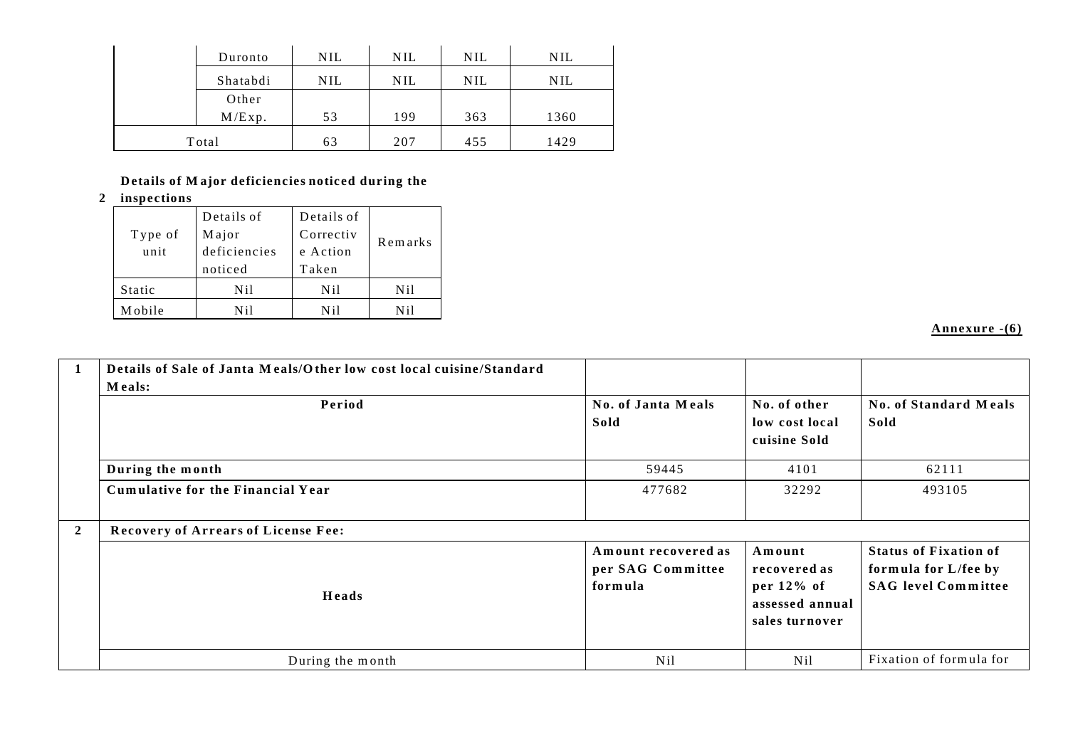|  | Duronto | NIL | NIL | NIL | NIL |
|---|---|---|---|---|---|
|  | Shatabdi | NIL | NIL | NIL | NIL |
|  | Other M/Exp. | 53 | 199 | 363 | 1360 |
| Total | | 63 | 207 | 455 | 1429 |

**2 Details of Major deficiencies noticed during the inspections**

| Type of unit | Details of Major deficiencies noticed | Details of Corrective Action Taken | Remarks |
|---|---|---|---|
| Static | Nil | Nil | Nil |
| Mobile | Nil | Nil | Nil |

**Annexure -(6)**

| 1 | **Details of Sale of Janta Meals/Other low cost local cuisine/Standard Meals:** | | | |
|---|---|---|---|---|
| | **Period** | **No. of Janta Meals Sold** | **No. of other low cost local cuisine Sold** | **No. of Standard Meals Sold** |
| | **During the month** | 59445 | 4101 | 62111 |
| | **Cumulative for the Financial Year** | 477682 | 32292 | 493105 |
| **2** | **Recovery of Arrears of License Fee:** | | | |
| | **Heads** | **Amount recovered as per SAG Committee formula** | **Amount recovered as per 12% of assessed annual sales turnover** | **Status of Fixation of formula for L/fee by SAG level Committee** |
| | During the month | Nil | Nil | Fixation of formula for |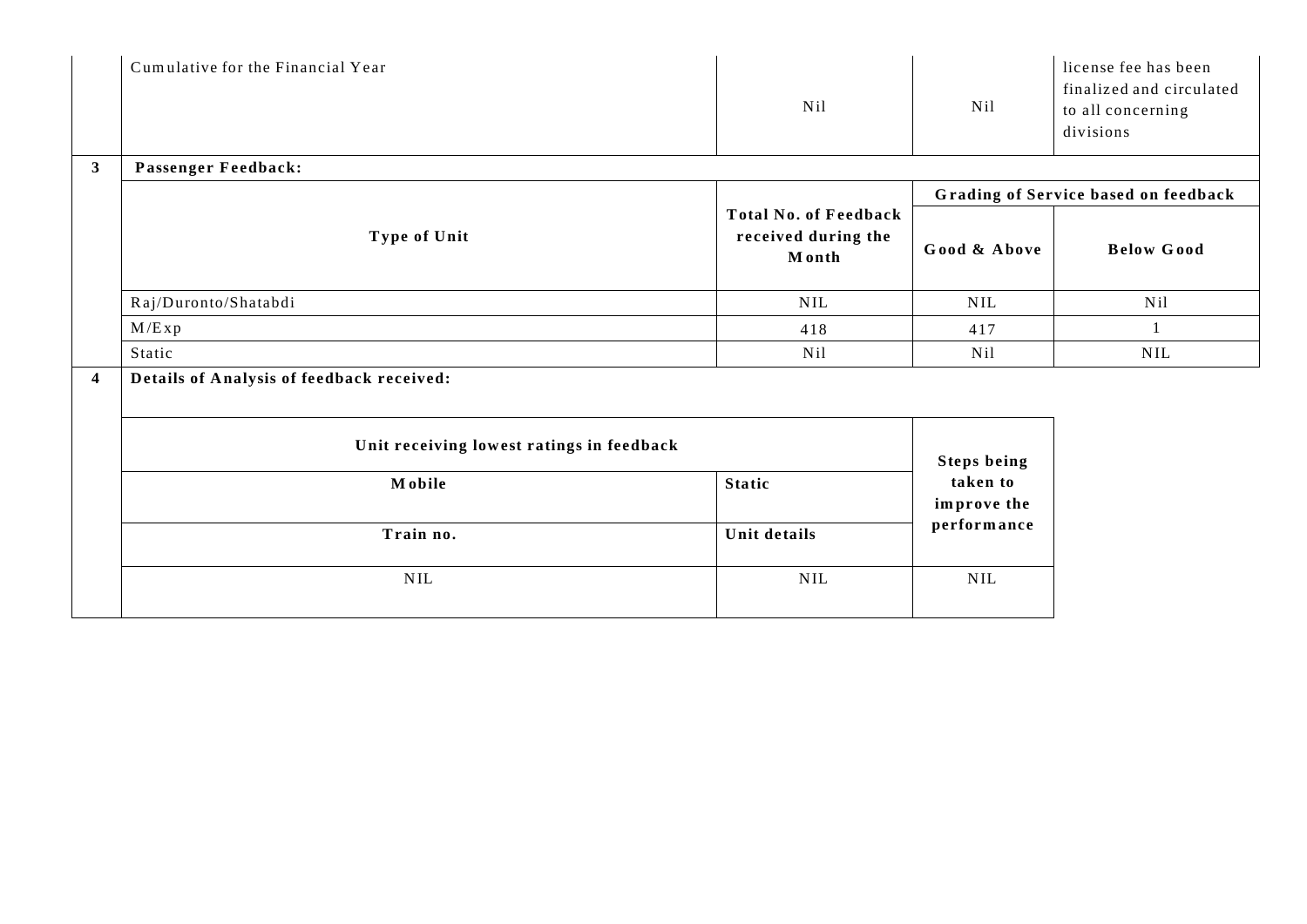| | | | | |
|---|---|---|---|---|
| | Cumulative for the Financial Year | Nil | Nil | license fee has been finalized and circulated to all concerning divisions |
| **3** | **Passenger Feedback:** | | | |
| | **Type of Unit** | **Total No. of Feedback received during the Month** | **Grading of Service based on feedback** | |
| | | | **Good & Above** | **Below Good** |
| | Raj/Duronto/Shatabdi | NIL | NIL | Nil |
| | M/Exp | 418 | 417 | 1 |
| | Static | Nil | Nil | NIL |

**4 Details of Analysis of feedback received:**

| Unit receiving lowest ratings in feedback | | Steps being taken to improve the performance |
|---|---|---|
| **Mobile** | **Static** | |
| **Train no.** | **Unit details** | |
| NIL | NIL | NIL |